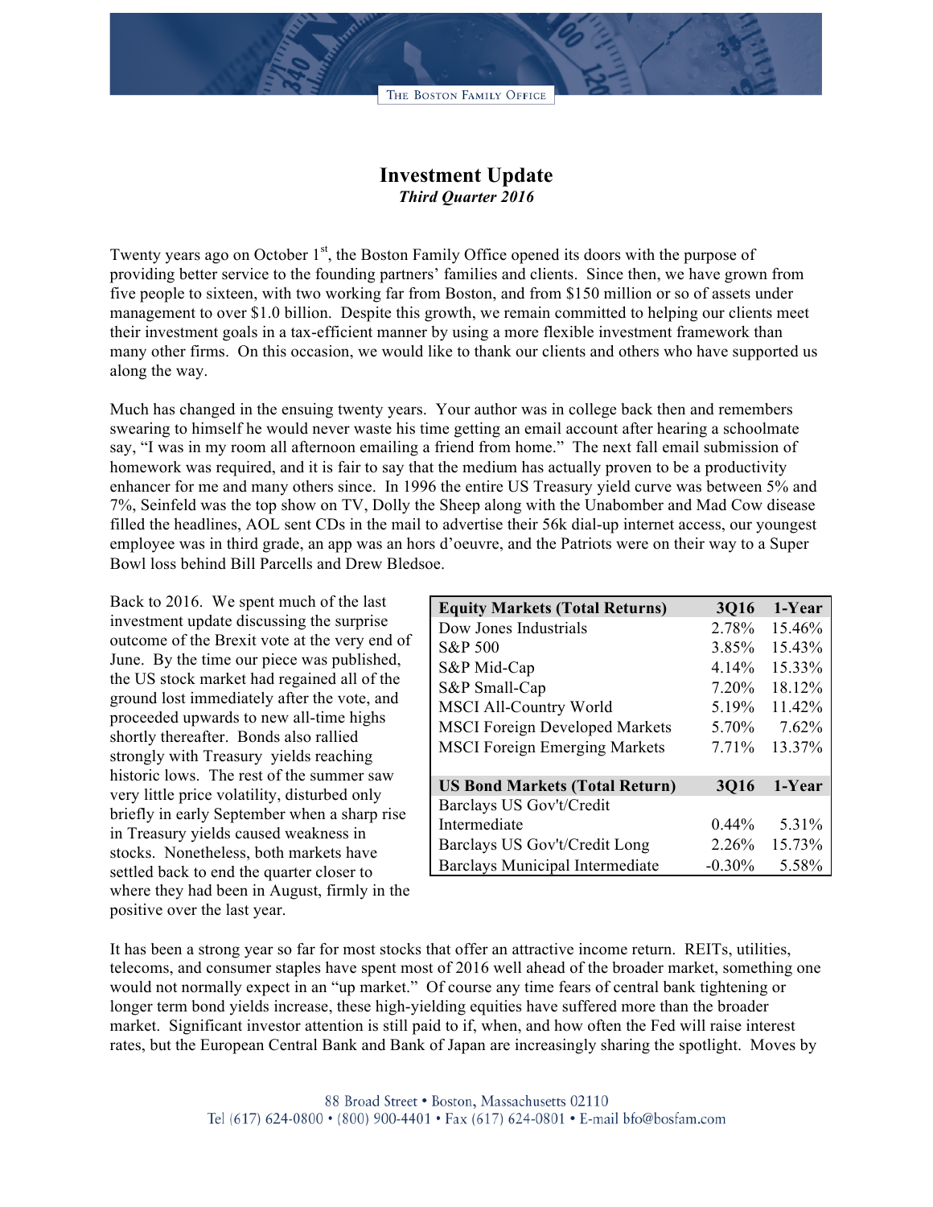# Investment Update

***Third Quarter 2016***

Twenty years ago on October 1st, the Boston Family Office opened its doors with the purpose of providing better service to the founding partners' families and clients. Since then, we have grown from five people to sixteen, with two working far from Boston, and from $150 million or so of assets under management to over $1.0 billion. Despite this growth, we remain committed to helping our clients meet their investment goals in a tax-efficient manner by using a more flexible investment framework than many other firms. On this occasion, we would like to thank our clients and others who have supported us along the way.

Much has changed in the ensuing twenty years. Your author was in college back then and remembers swearing to himself he would never waste his time getting an email account after hearing a schoolmate say, "I was in my room all afternoon emailing a friend from home." The next fall email submission of homework was required, and it is fair to say that the medium has actually proven to be a productivity enhancer for me and many others since. In 1996 the entire US Treasury yield curve was between 5% and 7%, Seinfeld was the top show on TV, Dolly the Sheep along with the Unabomber and Mad Cow disease filled the headlines, AOL sent CDs in the mail to advertise their 56k dial-up internet access, our youngest employee was in third grade, an app was an hors d'oeuvre, and the Patriots were on their way to a Super Bowl loss behind Bill Parcells and Drew Bledsoe.

Back to 2016. We spent much of the last investment update discussing the surprise outcome of the Brexit vote at the very end of June. By the time our piece was published, the US stock market had regained all of the ground lost immediately after the vote, and proceeded upwards to new all-time highs shortly thereafter. Bonds also rallied strongly with Treasury yields reaching historic lows. The rest of the summer saw very little price volatility, disturbed only briefly in early September when a sharp rise in Treasury yields caused weakness in stocks. Nonetheless, both markets have settled back to end the quarter closer to where they had been in August, firmly in the positive over the last year.

| **Equity Markets (Total Returns)** | **3Q16** | **1-Year** |
|---|---|---|
| Dow Jones Industrials | 2.78% | 15.46% |
| S&P 500 | 3.85% | 15.43% |
| S&P Mid-Cap | 4.14% | 15.33% |
| S&P Small-Cap | 7.20% | 18.12% |
| MSCI All-Country World | 5.19% | 11.42% |
| MSCI Foreign Developed Markets | 5.70% | 7.62% |
| MSCI Foreign Emerging Markets | 7.71% | 13.37% |
| | | |
| **US Bond Markets (Total Return)** | **3Q16** | **1-Year** |
| Barclays US Gov't/Credit Intermediate | 0.44% | 5.31% |
| Barclays US Gov't/Credit Long | 2.26% | 15.73% |
| Barclays Municipal Intermediate | -0.30% | 5.58% |

It has been a strong year so far for most stocks that offer an attractive income return. REITs, utilities, telecoms, and consumer staples have spent most of 2016 well ahead of the broader market, something one would not normally expect in an "up market." Of course any time fears of central bank tightening or longer term bond yields increase, these high-yielding equities have suffered more than the broader market. Significant investor attention is still paid to if, when, and how often the Fed will raise interest rates, but the European Central Bank and Bank of Japan are increasingly sharing the spotlight. Moves by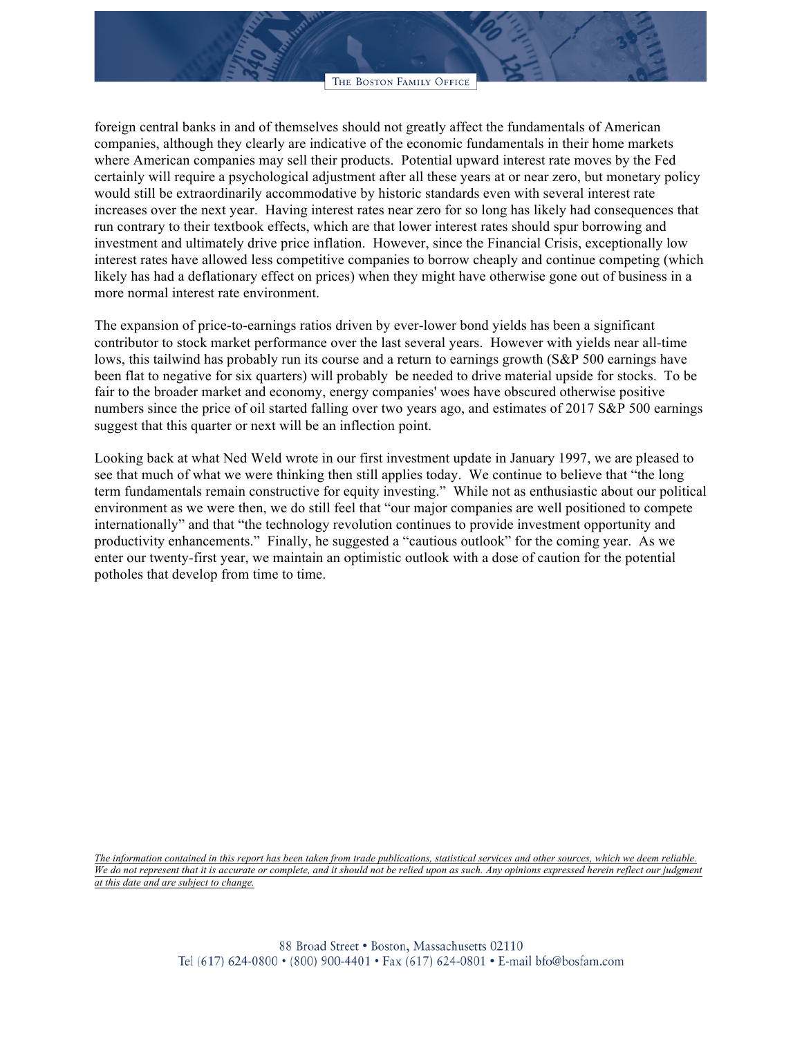foreign central banks in and of themselves should not greatly affect the fundamentals of American companies, although they clearly are indicative of the economic fundamentals in their home markets where American companies may sell their products.  Potential upward interest rate moves by the Fed certainly will require a psychological adjustment after all these years at or near zero, but monetary policy would still be extraordinarily accommodative by historic standards even with several interest rate increases over the next year.  Having interest rates near zero for so long has likely had consequences that run contrary to their textbook effects, which are that lower interest rates should spur borrowing and investment and ultimately drive price inflation.  However, since the Financial Crisis, exceptionally low interest rates have allowed less competitive companies to borrow cheaply and continue competing (which likely has had a deflationary effect on prices) when they might have otherwise gone out of business in a more normal interest rate environment.

The expansion of price-to-earnings ratios driven by ever-lower bond yields has been a significant contributor to stock market performance over the last several years.  However with yields near all-time lows, this tailwind has probably run its course and a return to earnings growth (S&P 500 earnings have been flat to negative for six quarters) will probably  be needed to drive material upside for stocks.  To be fair to the broader market and economy, energy companies' woes have obscured otherwise positive numbers since the price of oil started falling over two years ago, and estimates of 2017 S&P 500 earnings suggest that this quarter or next will be an inflection point.

Looking back at what Ned Weld wrote in our first investment update in January 1997, we are pleased to see that much of what we were thinking then still applies today.  We continue to believe that "the long term fundamentals remain constructive for equity investing."  While not as enthusiastic about our political environment as we were then, we do still feel that "our major companies are well positioned to compete internationally" and that "the technology revolution continues to provide investment opportunity and productivity enhancements."  Finally, he suggested a "cautious outlook" for the coming year.  As we enter our twenty-first year, we maintain an optimistic outlook with a dose of caution for the potential potholes that develop from time to time.

*The information contained in this report has been taken from trade publications, statistical services and other sources, which we deem reliable. We do not represent that it is accurate or complete, and it should not be relied upon as such. Any opinions expressed herein reflect our judgment at this date and are subject to change.*